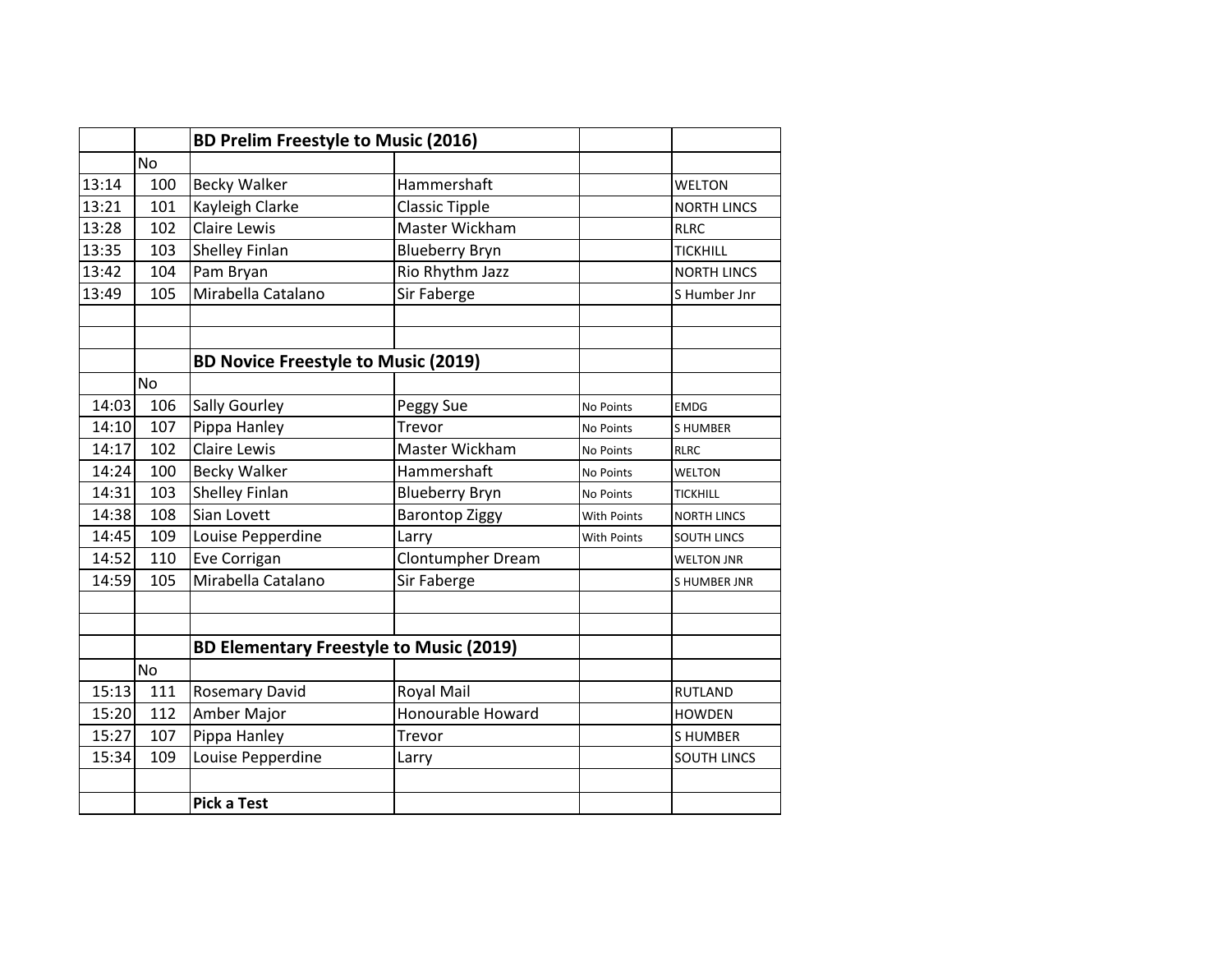| | | BD Prelim Freestyle to Music (2016) | | | |
|---|---|---|---|---|---|
| | No | | | | |
| 13:14 | 100 | Becky Walker | Hammershaft | | WELTON |
| 13:21 | 101 | Kayleigh Clarke | Classic Tipple | | NORTH LINCS |
| 13:28 | 102 | Claire Lewis | Master Wickham | | RLRC |
| 13:35 | 103 | Shelley Finlan | Blueberry Bryn | | TICKHILL |
| 13:42 | 104 | Pam Bryan | Rio Rhythm Jazz | | NORTH LINCS |
| 13:49 | 105 | Mirabella Catalano | Sir Faberge | | S Humber Jnr |
| | | | | | |
| | | | | | |
| | | **BD Novice Freestyle to Music (2019)** | | | |
| | No | | | | |
| 14:03 | 106 | Sally Gourley | Peggy Sue | No Points | EMDG |
| 14:10 | 107 | Pippa Hanley | Trevor | No Points | S HUMBER |
| 14:17 | 102 | Claire Lewis | Master Wickham | No Points | RLRC |
| 14:24 | 100 | Becky Walker | Hammershaft | No Points | WELTON |
| 14:31 | 103 | Shelley Finlan | Blueberry Bryn | No Points | TICKHILL |
| 14:38 | 108 | Sian Lovett | Barontop Ziggy | With Points | NORTH LINCS |
| 14:45 | 109 | Louise Pepperdine | Larry | With Points | SOUTH LINCS |
| 14:52 | 110 | Eve Corrigan | Clontumpher Dream | | WELTON JNR |
| 14:59 | 105 | Mirabella Catalano | Sir Faberge | | S HUMBER JNR |
| | | | | | |
| | | | | | |
| | | **BD Elementary Freestyle to Music (2019)** | | | |
| | No | | | | |
| 15:13 | 111 | Rosemary David | Royal Mail | | RUTLAND |
| 15:20 | 112 | Amber Major | Honourable Howard | | HOWDEN |
| 15:27 | 107 | Pippa Hanley | Trevor | | S HUMBER |
| 15:34 | 109 | Louise Pepperdine | Larry | | SOUTH LINCS |
| | | | | | |
| | | **Pick a Test** | | | |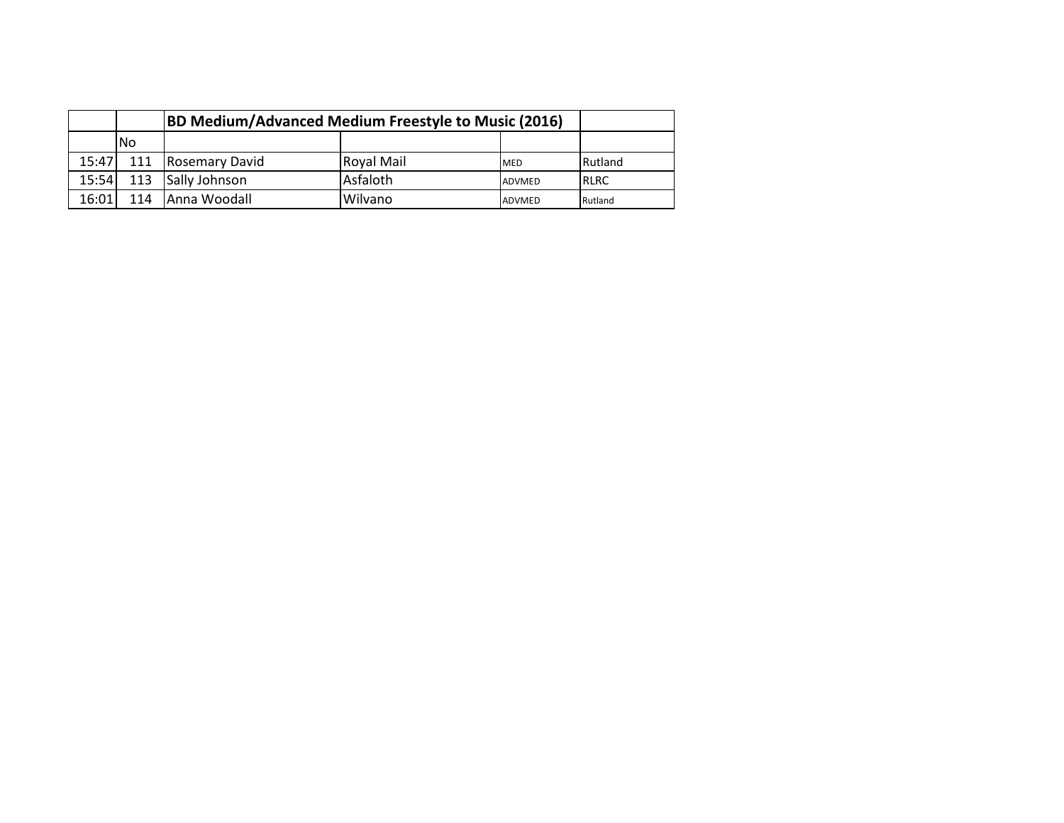| | | | | | |
|---|---|---|---|---|---|
| | | **BD Medium/Advanced Medium Freestyle to Music (2016)** | | | |
| | No | | | | |
| 15:47 | 111 | Rosemary David | Royal Mail | MED | Rutland |
| 15:54 | 113 | Sally Johnson | Asfaloth | ADVMED | RLRC |
| 16:01 | 114 | Anna Woodall | Wilvano | ADVMED | Rutland |